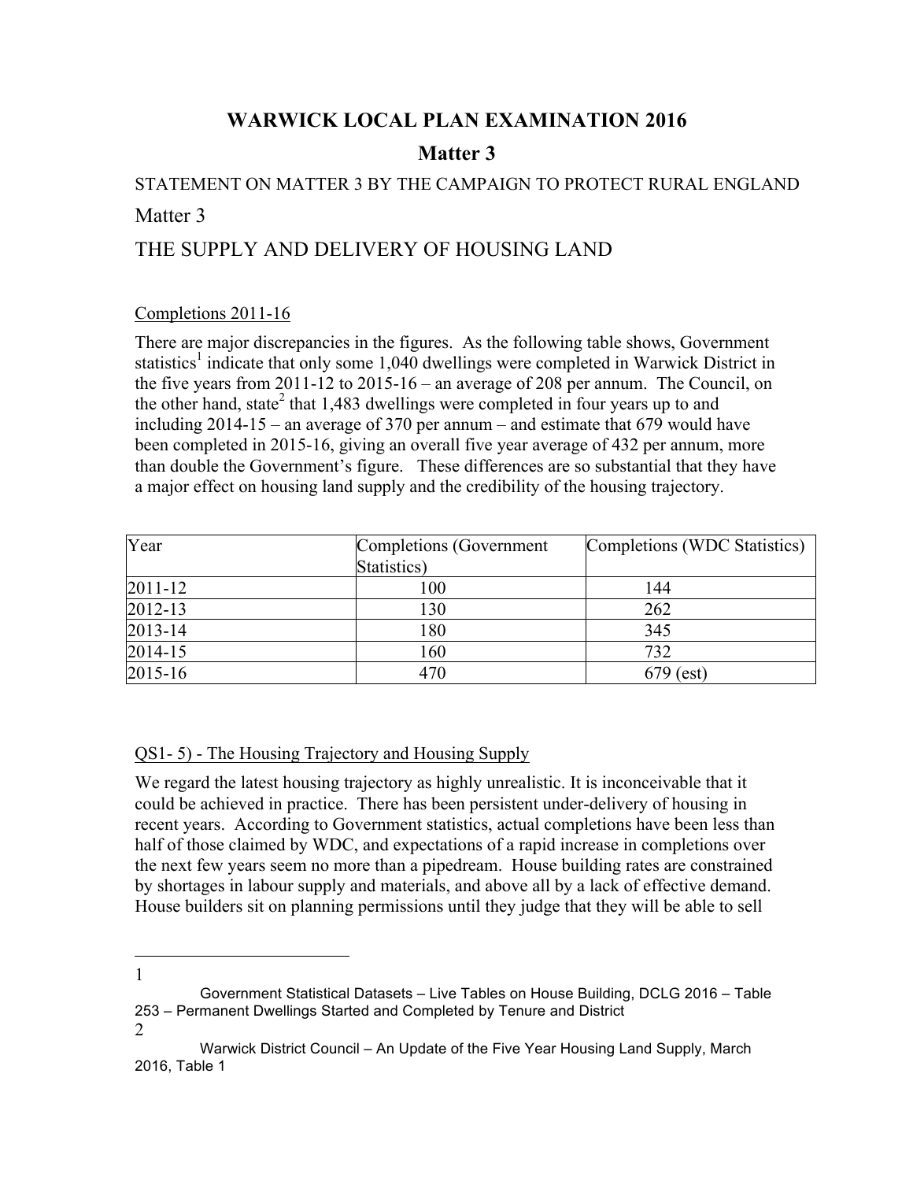# WARWICK LOCAL PLAN EXAMINATION 2016

## Matter 3

STATEMENT ON MATTER 3 BY THE CAMPAIGN TO PROTECT RURAL ENGLAND

## Matter 3

## THE SUPPLY AND DELIVERY OF HOUSING LAND

### Completions 2011-16

There are major discrepancies in the figures. As the following table shows, Government statistics[1] indicate that only some 1,040 dwellings were completed in Warwick District in the five years from 2011-12 to 2015-16 – an average of 208 per annum. The Council, on the other hand, state[2] that 1,483 dwellings were completed in four years up to and including 2014-15 – an average of 370 per annum – and estimate that 679 would have been completed in 2015-16, giving an overall five year average of 432 per annum, more than double the Government's figure. These differences are so substantial that they have a major effect on housing land supply and the credibility of the housing trajectory.

| Year | Completions (Government Statistics) | Completions (WDC Statistics) |
|---|---|---|
| 2011-12 | 100 | 144 |
| 2012-13 | 130 | 262 |
| 2013-14 | 180 | 345 |
| 2014-15 | 160 | 732 |
| 2015-16 | 470 | 679 (est) |

### QS1- 5) - The Housing Trajectory and Housing Supply

We regard the latest housing trajectory as highly unrealistic. It is inconceivable that it could be achieved in practice. There has been persistent under-delivery of housing in recent years. According to Government statistics, actual completions have been less than half of those claimed by WDC, and expectations of a rapid increase in completions over the next few years seem no more than a pipedream. House building rates are constrained by shortages in labour supply and materials, and above all by a lack of effective demand. House builders sit on planning permissions until they judge that they will be able to sell

---

1 Government Statistical Datasets – Live Tables on House Building, DCLG 2016 – Table 253 – Permanent Dwellings Started and Completed by Tenure and District

2 Warwick District Council – An Update of the Five Year Housing Land Supply, March 2016, Table 1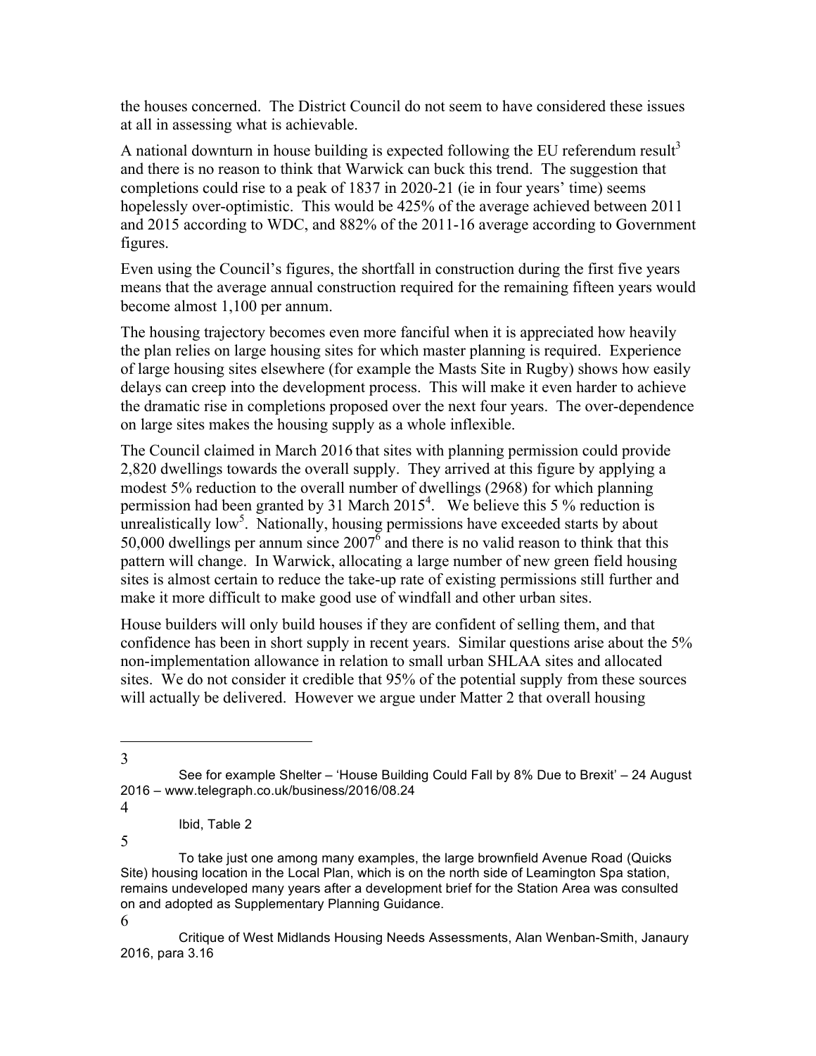the houses concerned. The District Council do not seem to have considered these issues at all in assessing what is achievable.

A national downturn in house building is expected following the EU referendum result[3] and there is no reason to think that Warwick can buck this trend. The suggestion that completions could rise to a peak of 1837 in 2020-21 (ie in four years' time) seems hopelessly over-optimistic. This would be 425% of the average achieved between 2011 and 2015 according to WDC, and 882% of the 2011-16 average according to Government figures.

Even using the Council's figures, the shortfall in construction during the first five years means that the average annual construction required for the remaining fifteen years would become almost 1,100 per annum.

The housing trajectory becomes even more fanciful when it is appreciated how heavily the plan relies on large housing sites for which master planning is required. Experience of large housing sites elsewhere (for example the Masts Site in Rugby) shows how easily delays can creep into the development process. This will make it even harder to achieve the dramatic rise in completions proposed over the next four years. The over-dependence on large sites makes the housing supply as a whole inflexible.

The Council claimed in March 2016 that sites with planning permission could provide 2,820 dwellings towards the overall supply. They arrived at this figure by applying a modest 5% reduction to the overall number of dwellings (2968) for which planning permission had been granted by 31 March 2015[4]. We believe this 5 % reduction is unrealistically low[5]. Nationally, housing permissions have exceeded starts by about 50,000 dwellings per annum since 2007[6] and there is no valid reason to think that this pattern will change. In Warwick, allocating a large number of new green field housing sites is almost certain to reduce the take-up rate of existing permissions still further and make it more difficult to make good use of windfall and other urban sites.

House builders will only build houses if they are confident of selling them, and that confidence has been in short supply in recent years. Similar questions arise about the 5% non-implementation allowance in relation to small urban SHLAA sites and allocated sites. We do not consider it credible that 95% of the potential supply from these sources will actually be delivered. However we argue under Matter 2 that overall housing

---

3 See for example Shelter – 'House Building Could Fall by 8% Due to Brexit' – 24 August 2016 – www.telegraph.co.uk/business/2016/08.24

4 Ibid, Table 2

5 To take just one among many examples, the large brownfield Avenue Road (Quicks Site) housing location in the Local Plan, which is on the north side of Leamington Spa station, remains undeveloped many years after a development brief for the Station Area was consulted on and adopted as Supplementary Planning Guidance.

6 Critique of West Midlands Housing Needs Assessments, Alan Wenban-Smith, Janaury 2016, para 3.16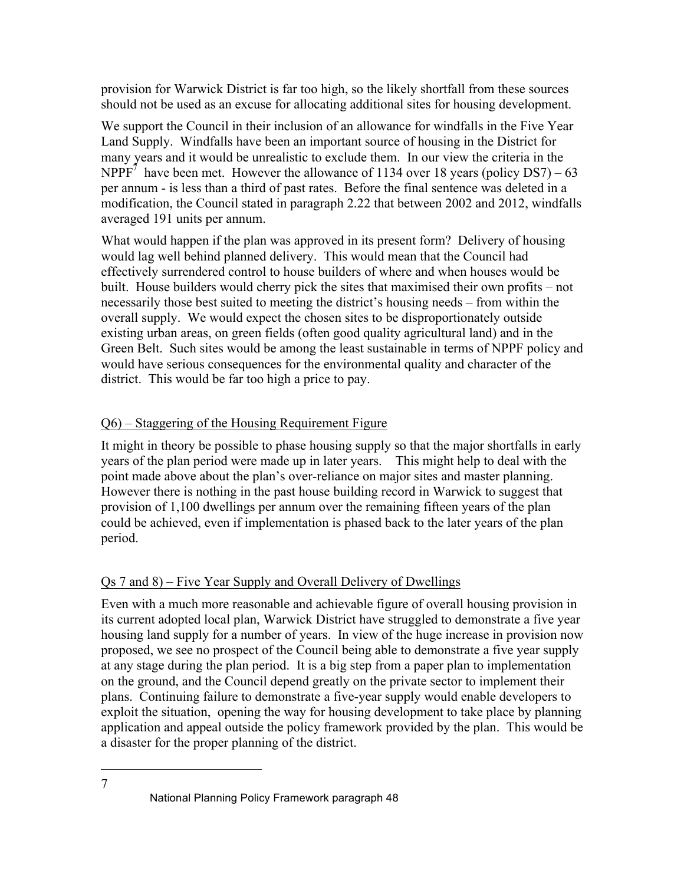provision for Warwick District is far too high, so the likely shortfall from these sources should not be used as an excuse for allocating additional sites for housing development.

We support the Council in their inclusion of an allowance for windfalls in the Five Year Land Supply. Windfalls have been an important source of housing in the District for many years and it would be unrealistic to exclude them. In our view the criteria in the NPPF[7] have been met. However the allowance of 1134 over 18 years (policy DS7) – 63 per annum - is less than a third of past rates. Before the final sentence was deleted in a modification, the Council stated in paragraph 2.22 that between 2002 and 2012, windfalls averaged 191 units per annum.

What would happen if the plan was approved in its present form? Delivery of housing would lag well behind planned delivery. This would mean that the Council had effectively surrendered control to house builders of where and when houses would be built. House builders would cherry pick the sites that maximised their own profits – not necessarily those best suited to meeting the district's housing needs – from within the overall supply. We would expect the chosen sites to be disproportionately outside existing urban areas, on green fields (often good quality agricultural land) and in the Green Belt. Such sites would be among the least sustainable in terms of NPPF policy and would have serious consequences for the environmental quality and character of the district. This would be far too high a price to pay.

<u>Q6) – Staggering of the Housing Requirement Figure</u>

It might in theory be possible to phase housing supply so that the major shortfalls in early years of the plan period were made up in later years. This might help to deal with the point made above about the plan's over-reliance on major sites and master planning. However there is nothing in the past house building record in Warwick to suggest that provision of 1,100 dwellings per annum over the remaining fifteen years of the plan could be achieved, even if implementation is phased back to the later years of the plan period.

<u>Qs 7 and 8) – Five Year Supply and Overall Delivery of Dwellings</u>

Even with a much more reasonable and achievable figure of overall housing provision in its current adopted local plan, Warwick District have struggled to demonstrate a five year housing land supply for a number of years. In view of the huge increase in provision now proposed, we see no prospect of the Council being able to demonstrate a five year supply at any stage during the plan period. It is a big step from a paper plan to implementation on the ground, and the Council depend greatly on the private sector to implement their plans. Continuing failure to demonstrate a five-year supply would enable developers to exploit the situation, opening the way for housing development to take place by planning application and appeal outside the policy framework provided by the plan. This would be a disaster for the proper planning of the district.

---

[7] National Planning Policy Framework paragraph 48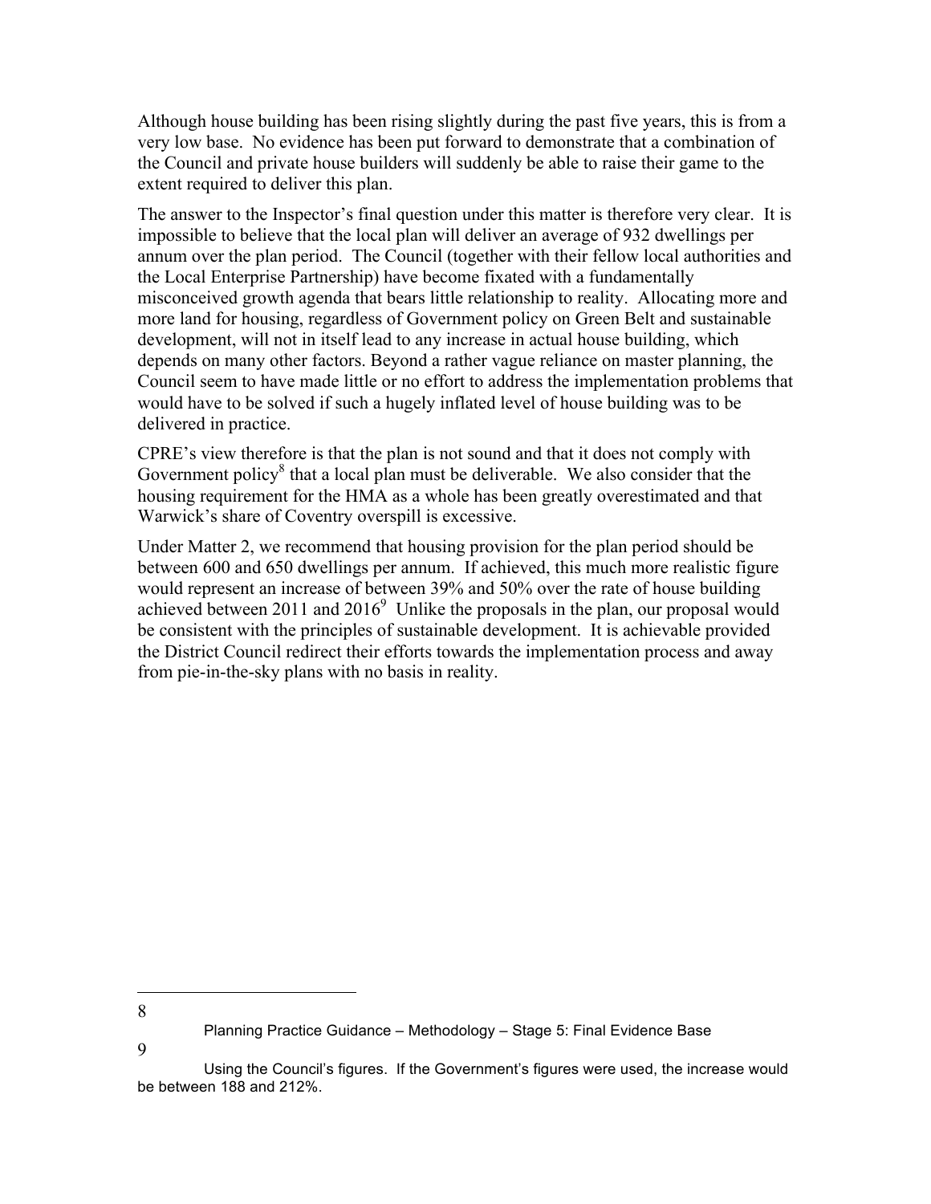Although house building has been rising slightly during the past five years, this is from a very low base. No evidence has been put forward to demonstrate that a combination of the Council and private house builders will suddenly be able to raise their game to the extent required to deliver this plan.

The answer to the Inspector's final question under this matter is therefore very clear. It is impossible to believe that the local plan will deliver an average of 932 dwellings per annum over the plan period. The Council (together with their fellow local authorities and the Local Enterprise Partnership) have become fixated with a fundamentally misconceived growth agenda that bears little relationship to reality. Allocating more and more land for housing, regardless of Government policy on Green Belt and sustainable development, will not in itself lead to any increase in actual house building, which depends on many other factors. Beyond a rather vague reliance on master planning, the Council seem to have made little or no effort to address the implementation problems that would have to be solved if such a hugely inflated level of house building was to be delivered in practice.

CPRE's view therefore is that the plan is not sound and that it does not comply with Government policy[8] that a local plan must be deliverable. We also consider that the housing requirement for the HMA as a whole has been greatly overestimated and that Warwick's share of Coventry overspill is excessive.

Under Matter 2, we recommend that housing provision for the plan period should be between 600 and 650 dwellings per annum. If achieved, this much more realistic figure would represent an increase of between 39% and 50% over the rate of house building achieved between 2011 and 2016[9] Unlike the proposals in the plan, our proposal would be consistent with the principles of sustainable development. It is achievable provided the District Council redirect their efforts towards the implementation process and away from pie-in-the-sky plans with no basis in reality.

---

8 Planning Practice Guidance – Methodology – Stage 5: Final Evidence Base

9 Using the Council's figures. If the Government's figures were used, the increase would be between 188 and 212%.